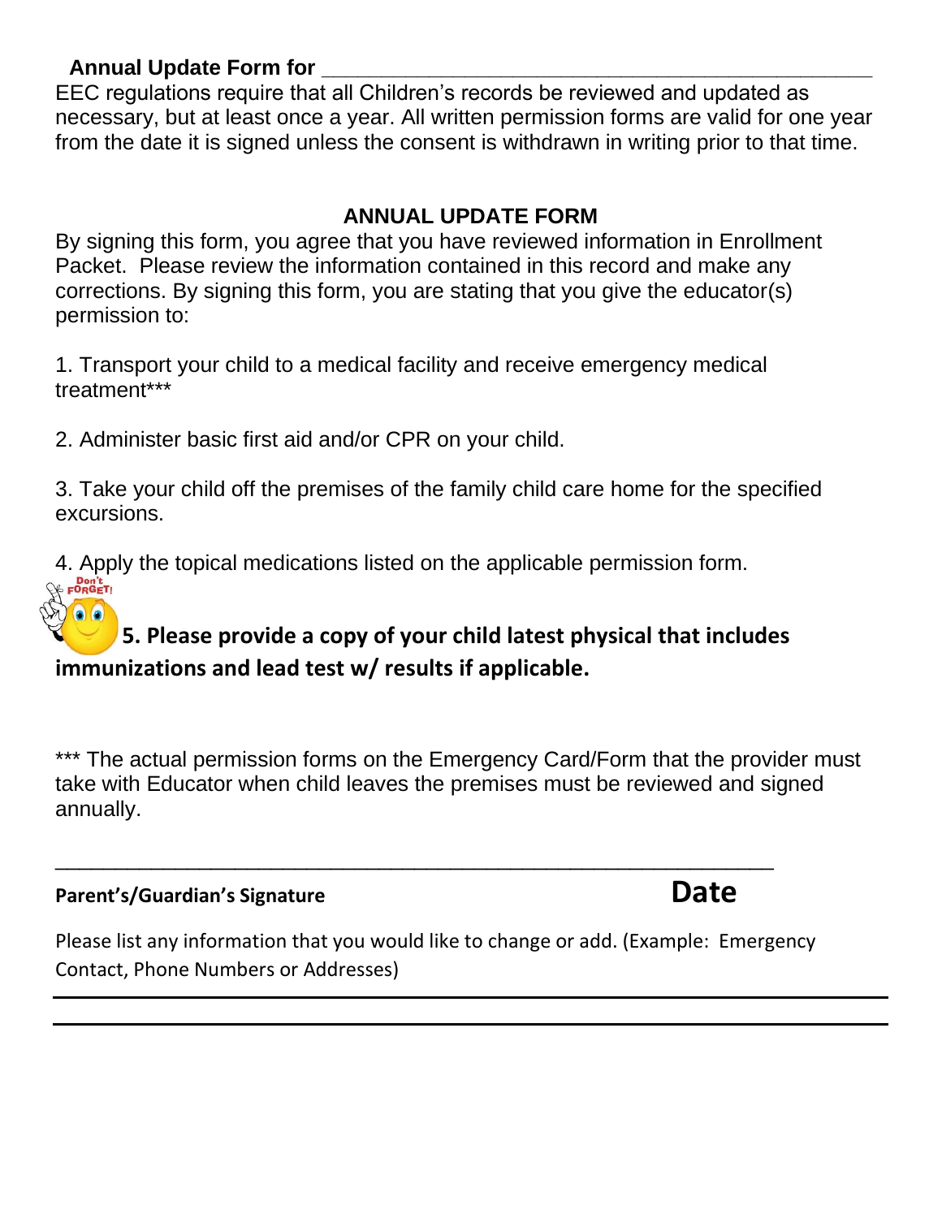**Annual Update Form for \_\_\_\_\_\_\_\_\_\_\_\_\_\_\_\_\_\_\_\_\_\_\_\_\_\_\_\_\_\_\_\_\_\_\_\_\_\_\_\_\_\_\_\_\_**

EEC regulations require that all Children's records be reviewed and updated as necessary, but at least once a year. All written permission forms are valid for one year from the date it is signed unless the consent is withdrawn in writing prior to that time.

## ANNUAL UPDATE FORM

By signing this form, you agree that you have reviewed information in Enrollment Packet. Please review the information contained in this record and make any corrections. By signing this form, you are stating that you give the educator(s) permission to:

1. Transport your child to a medical facility and receive emergency medical treatment***

2. Administer basic first aid and/or CPR on your child.

3. Take your child off the premises of the family child care home for the specified excursions.

4. Apply the topical medications listed on the applicable permission form.

Don't FORGET!

**5. Please provide a copy of your child latest physical that includes immunizations and lead test w/ results if applicable.**

*** The actual permission forms on the Emergency Card/Form that the provider must take with Educator when child leaves the premises must be reviewed and signed annually.

\_\_\_\_\_\_\_\_\_\_\_\_\_\_\_\_\_\_\_\_\_\_\_\_\_\_\_\_\_\_\_\_\_\_\_\_\_\_\_\_\_\_\_\_\_\_\_\_\_\_\_\_\_\_\_\_\_\_\_\_

**Parent's/Guardian's Signature** **Date**

Please list any information that you would like to change or add. (Example: Emergency Contact, Phone Numbers or Addresses)

\_\_\_\_\_\_\_\_\_\_\_\_\_\_\_\_\_\_\_\_\_\_\_\_\_\_\_\_\_\_\_\_\_\_\_\_\_\_\_\_\_\_\_\_\_\_\_\_\_\_\_\_\_\_\_\_\_\_\_\_

\_\_\_\_\_\_\_\_\_\_\_\_\_\_\_\_\_\_\_\_\_\_\_\_\_\_\_\_\_\_\_\_\_\_\_\_\_\_\_\_\_\_\_\_\_\_\_\_\_\_\_\_\_\_\_\_\_\_\_\_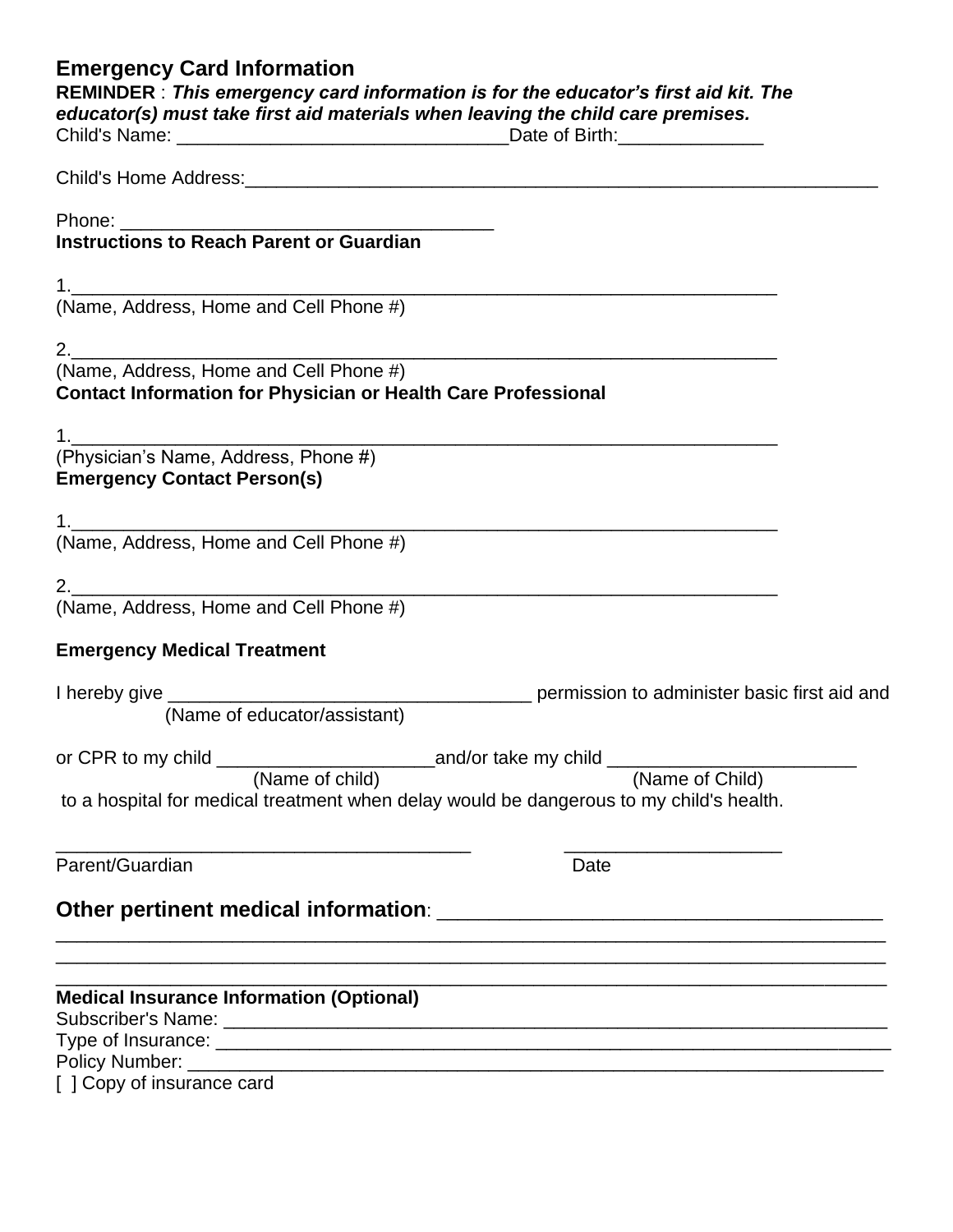## Emergency Card Information

**REMINDER** : ***This emergency card information is for the educator's first aid kit. The educator(s) must take first aid materials when leaving the child care premises.***

Child's Name: ________________________________Date of Birth:______________

Child's Home Address:_______________________________________________________________

Phone: ____________________________________

**Instructions to Reach Parent or Guardian**

1.____________________________________________________________________
(Name, Address, Home and Cell Phone #)

2.____________________________________________________________________
(Name, Address, Home and Cell Phone #)

**Contact Information for Physician or Health Care Professional**

1.____________________________________________________________________
(Physician's Name, Address, Phone #)

**Emergency Contact Person(s)**

1.____________________________________________________________________
(Name, Address, Home and Cell Phone #)

2.____________________________________________________________________
(Name, Address, Home and Cell Phone #)

**Emergency Medical Treatment**

I hereby give ____________________________________ permission to administer basic first aid and
(Name of educator/assistant)

or CPR to my child _____________________and/or take my child ________________________
(Name of child) (Name of Child)
to a hospital for medical treatment when delay would be dangerous to my child's health.

_________________________________________ _____________________
Parent/Guardian Date

**Other pertinent medical information**: ________________________________________
_____________________________________________________________________________
_____________________________________________________________________________
_____________________________________________________________________________

**Medical Insurance Information (Optional)**

Subscriber's Name: __________________________________________________________
Type of Insurance: ___________________________________________________________
Policy Number: ______________________________________________________________
[ ] Copy of insurance card